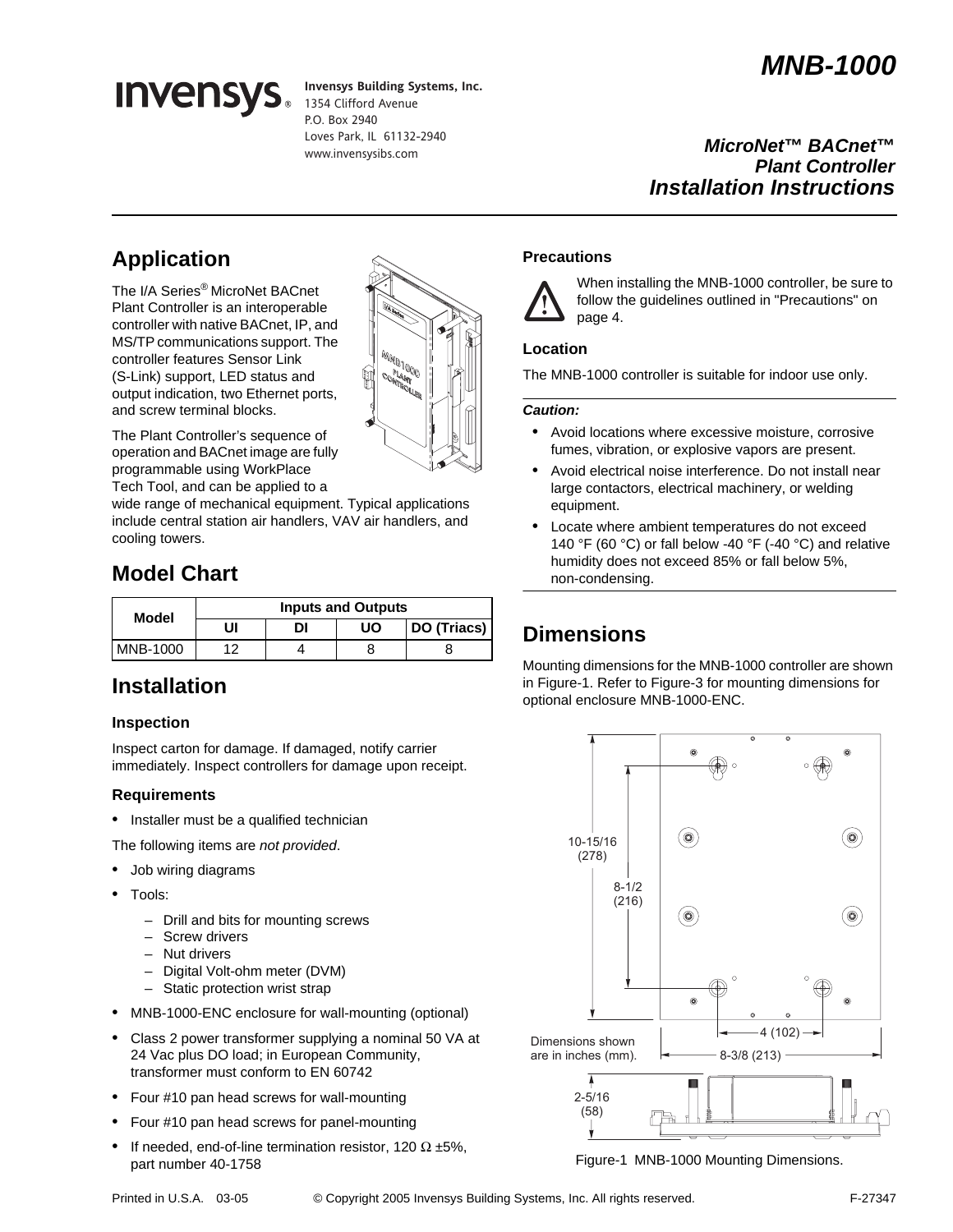# MNB-1000

**Invensys Building Systems, Inc.**
1354 Clifford Avenue
P.O. Box 2940
Loves Park, IL 61132-2940
www.invensysibs.com

***MicroNet™ BACnet™ Plant Controller***
***Installation Instructions***

## Application

The I/A Series® MicroNet BACnet Plant Controller is an interoperable controller with native BACnet, IP, and MS/TP communications support. The controller features Sensor Link (S-Link) support, LED status and output indication, two Ethernet ports, and screw terminal blocks.

The Plant Controller's sequence of operation and BACnet image are fully programmable using WorkPlace Tech Tool, and can be applied to a wide range of mechanical equipment. Typical applications include central station air handlers, VAV air handlers, and cooling towers.

## Model Chart

| Model | Inputs and Outputs | | | |
|---|---|---|---|---|
| | UI | DI | UO | DO (Triacs) |
| MNB-1000 | 12 | 4 | 8 | 8 |

## Installation

### Inspection

Inspect carton for damage. If damaged, notify carrier immediately. Inspect controllers for damage upon receipt.

### Requirements

- Installer must be a qualified technician

The following items are *not provided*.

- Job wiring diagrams
- Tools:
  - Drill and bits for mounting screws
  - Screw drivers
  - Nut drivers
  - Digital Volt-ohm meter (DVM)
  - Static protection wrist strap
- MNB-1000-ENC enclosure for wall-mounting (optional)
- Class 2 power transformer supplying a nominal 50 VA at 24 Vac plus DO load; in European Community, transformer must conform to EN 60742
- Four #10 pan head screws for wall-mounting
- Four #10 pan head screws for panel-mounting
- If needed, end-of-line termination resistor, 120 Ω ±5%, part number 40-1758

### Precautions

When installing the MNB-1000 controller, be sure to follow the guidelines outlined in "Precautions" on page 4.

### Location

The MNB-1000 controller is suitable for indoor use only.

***Caution:***

- Avoid locations where excessive moisture, corrosive fumes, vibration, or explosive vapors are present.
- Avoid electrical noise interference. Do not install near large contactors, electrical machinery, or welding equipment.
- Locate where ambient temperatures do not exceed 140 °F (60 °C) or fall below -40 °F (-40 °C) and relative humidity does not exceed 85% or fall below 5%, non-condensing.

## Dimensions

Mounting dimensions for the MNB-1000 controller are shown in Figure-1. Refer to Figure-3 for mounting dimensions for optional enclosure MNB-1000-ENC.

10-15/16 (278)
8-1/2 (216)
4 (102)
8-3/8 (213)
2-5/16 (58)
Dimensions shown are in inches (mm).

Figure-1 MNB-1000 Mounting Dimensions.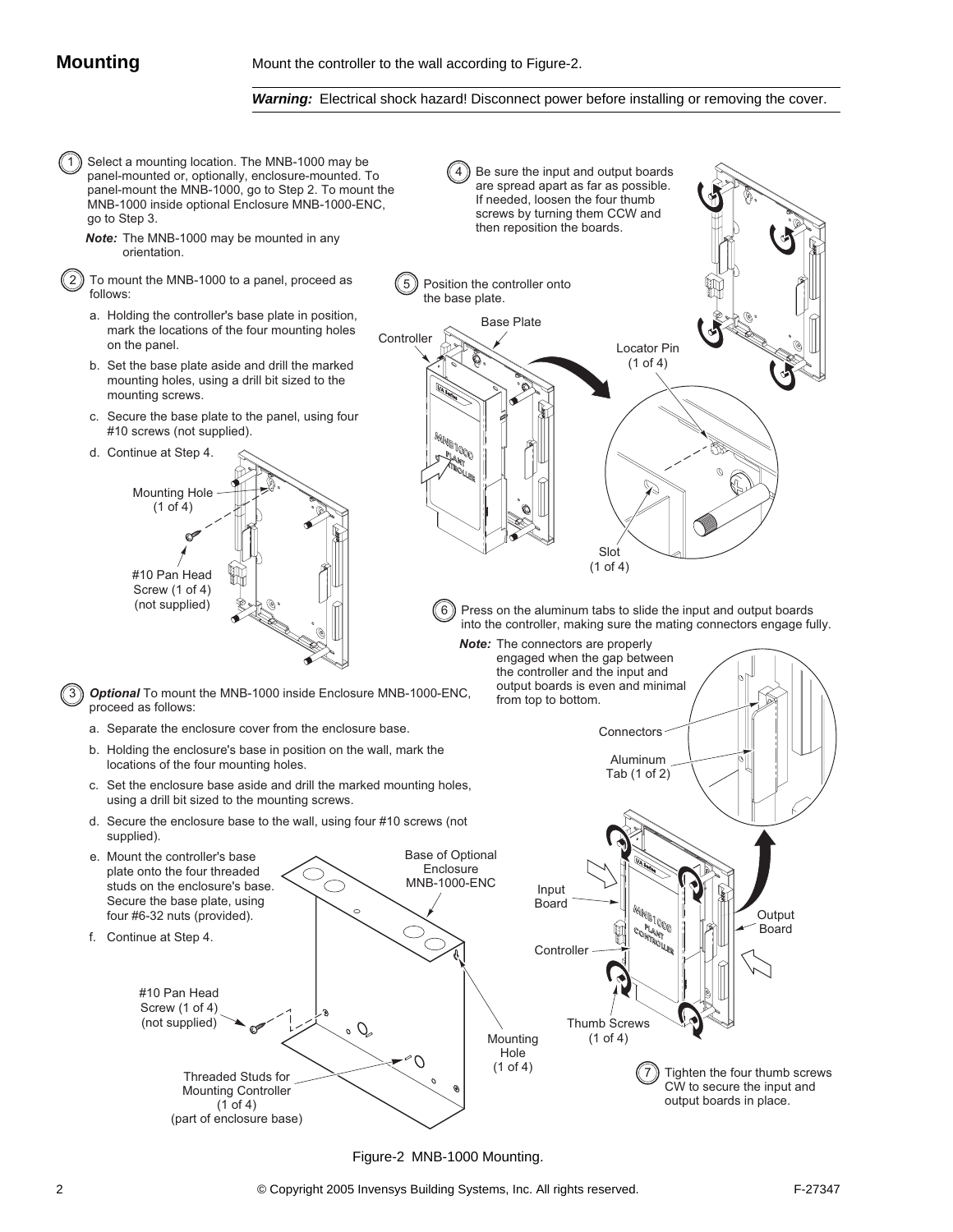## Mounting

Mount the controller to the wall according to Figure-2.

***Warning:*** Electrical shock hazard! Disconnect power before installing or removing the cover.

1. Select a mounting location. The MNB-1000 may be panel-mounted or, optionally, enclosure-mounted. To panel-mount the MNB-1000, go to Step 2. To mount the MNB-1000 inside optional Enclosure MNB-1000-ENC, go to Step 3.

   ***Note:*** The MNB-1000 may be mounted in any orientation.

2. To mount the MNB-1000 to a panel, proceed as follows:

   a. Holding the controller's base plate in position, mark the locations of the four mounting holes on the panel.

   b. Set the base plate aside and drill the marked mounting holes, using a drill bit sized to the mounting screws.

   c. Secure the base plate to the panel, using four #10 screws (not supplied).

   d. Continue at Step 4.

Mounting Hole (1 of 4)

#10 Pan Head Screw (1 of 4) (not supplied)

3. ***Optional*** To mount the MNB-1000 inside Enclosure MNB-1000-ENC, proceed as follows:

   a. Separate the enclosure cover from the enclosure base.

   b. Holding the enclosure's base in position on the wall, mark the locations of the four mounting holes.

   c. Set the enclosure base aside and drill the marked mounting holes, using a drill bit sized to the mounting screws.

   d. Secure the enclosure base to the wall, using four #10 screws (not supplied).

   e. Mount the controller's base plate onto the four threaded studs on the enclosure's base. Secure the base plate, using four #6-32 nuts (provided).

   f. Continue at Step 4.

Base of Optional Enclosure MNB-1000-ENC

#10 Pan Head Screw (1 of 4) (not supplied)

Mounting Hole (1 of 4)

Threaded Studs for Mounting Controller (1 of 4) (part of enclosure base)

4. Be sure the input and output boards are spread apart as far as possible. If needed, loosen the four thumb screws by turning them CCW and then reposition the boards.

5. Position the controller onto the base plate.

Controller

Base Plate

Locator Pin (1 of 4)

Slot (1 of 4)

6. Press on the aluminum tabs to slide the input and output boards into the controller, making sure the mating connectors engage fully.

   ***Note:*** The connectors are properly engaged when the gap between the controller and the input and output boards is even and minimal from top to bottom.

Connectors

Aluminum Tab (1 of 2)

Input Board

Output Board

Controller

Thumb Screws (1 of 4)

7. Tighten the four thumb screws CW to secure the input and output boards in place.

Figure-2 MNB-1000 Mounting.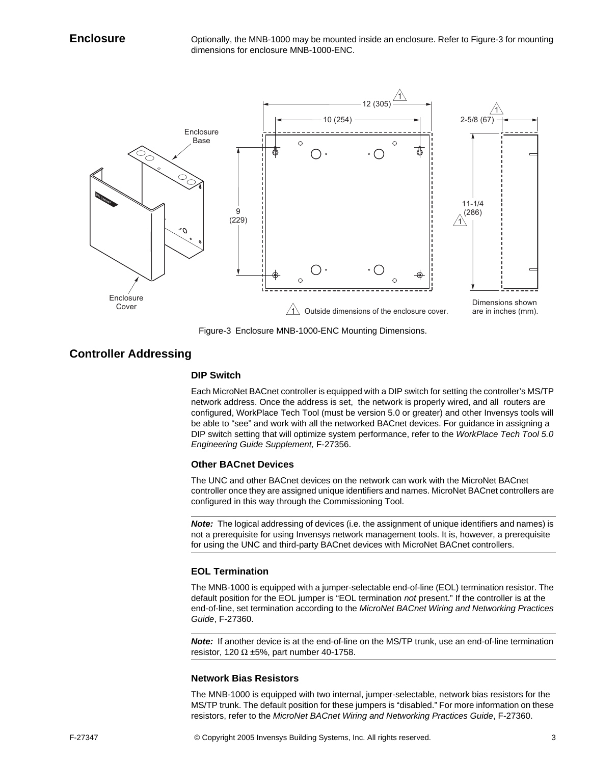## Enclosure

Optionally, the MNB-1000 may be mounted inside an enclosure. Refer to Figure-3 for mounting dimensions for enclosure MNB-1000-ENC.

Enclosure Base

Enclosure Cover

12 (305)

10 (254)

9 (229)

2-5/8 (67)

11-1/4 (286)

1 Outside dimensions of the enclosure cover.

Dimensions shown are in inches (mm).

Figure-3 Enclosure MNB-1000-ENC Mounting Dimensions.

## Controller Addressing

### DIP Switch

Each MicroNet BACnet controller is equipped with a DIP switch for setting the controller's MS/TP network address. Once the address is set, the network is properly wired, and all routers are configured, WorkPlace Tech Tool (must be version 5.0 or greater) and other Invensys tools will be able to "see" and work with all the networked BACnet devices. For guidance in assigning a DIP switch setting that will optimize system performance, refer to the *WorkPlace Tech Tool 5.0 Engineering Guide Supplement,* F-27356.

### Other BACnet Devices

The UNC and other BACnet devices on the network can work with the MicroNet BACnet controller once they are assigned unique identifiers and names. MicroNet BACnet controllers are configured in this way through the Commissioning Tool.

***Note:*** The logical addressing of devices (i.e. the assignment of unique identifiers and names) is not a prerequisite for using Invensys network management tools. It is, however, a prerequisite for using the UNC and third-party BACnet devices with MicroNet BACnet controllers.

### EOL Termination

The MNB-1000 is equipped with a jumper-selectable end-of-line (EOL) termination resistor. The default position for the EOL jumper is "EOL termination *not* present." If the controller is at the end-of-line, set termination according to the *MicroNet BACnet Wiring and Networking Practices Guide*, F-27360.

***Note:*** If another device is at the end-of-line on the MS/TP trunk, use an end-of-line termination resistor, 120 Ω ±5%, part number 40-1758.

### Network Bias Resistors

The MNB-1000 is equipped with two internal, jumper-selectable, network bias resistors for the MS/TP trunk. The default position for these jumpers is "disabled." For more information on these resistors, refer to the *MicroNet BACnet Wiring and Networking Practices Guide*, F-27360.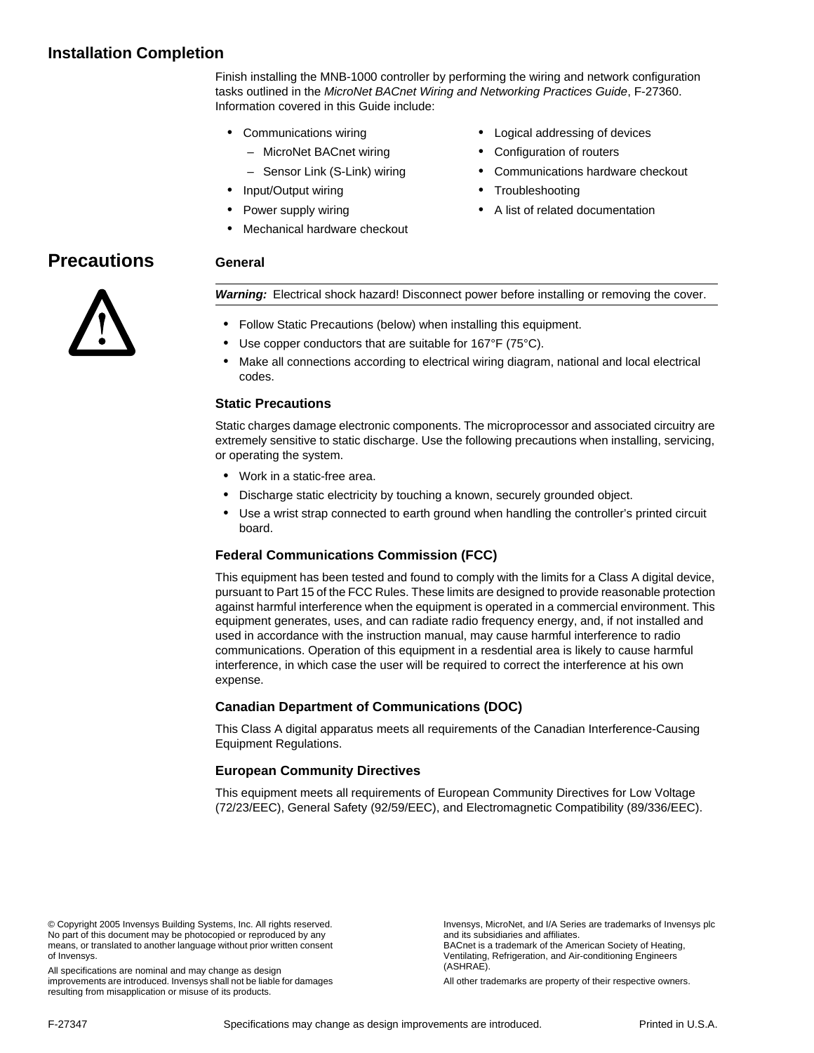## Installation Completion

Finish installing the MNB-1000 controller by performing the wiring and network configuration tasks outlined in the *MicroNet BACnet Wiring and Networking Practices Guide*, F-27360. Information covered in this Guide include:

- Communications wiring
  - MicroNet BACnet wiring
  - Sensor Link (S-Link) wiring
- Input/Output wiring
- Power supply wiring
- Mechanical hardware checkout
- Logical addressing of devices
- Configuration of routers
- Communications hardware checkout
- Troubleshooting
- A list of related documentation

# Precautions

### General

***Warning:*** Electrical shock hazard! Disconnect power before installing or removing the cover.

- Follow Static Precautions (below) when installing this equipment.
- Use copper conductors that are suitable for 167°F (75°C).
- Make all connections according to electrical wiring diagram, national and local electrical codes.

### Static Precautions

Static charges damage electronic components. The microprocessor and associated circuitry are extremely sensitive to static discharge. Use the following precautions when installing, servicing, or operating the system.

- Work in a static-free area.
- Discharge static electricity by touching a known, securely grounded object.
- Use a wrist strap connected to earth ground when handling the controller's printed circuit board.

### Federal Communications Commission (FCC)

This equipment has been tested and found to comply with the limits for a Class A digital device, pursuant to Part 15 of the FCC Rules. These limits are designed to provide reasonable protection against harmful interference when the equipment is operated in a commercial environment. This equipment generates, uses, and can radiate radio frequency energy, and, if not installed and used in accordance with the instruction manual, may cause harmful interference to radio communications. Operation of this equipment in a resdential area is likely to cause harmful interference, in which case the user will be required to correct the interference at his own expense.

### Canadian Department of Communications (DOC)

This Class A digital apparatus meets all requirements of the Canadian Interference-Causing Equipment Regulations.

### European Community Directives

This equipment meets all requirements of European Community Directives for Low Voltage (72/23/EEC), General Safety (92/59/EEC), and Electromagnetic Compatibility (89/336/EEC).

© Copyright 2005 Invensys Building Systems, Inc. All rights reserved. No part of this document may be photocopied or reproduced by any means, or translated to another language without prior written consent of Invensys.

All specifications are nominal and may change as design improvements are introduced. Invensys shall not be liable for damages resulting from misapplication or misuse of its products.

Invensys, MicroNet, and I/A Series are trademarks of Invensys plc and its subsidiaries and affiliates.
BACnet is a trademark of the American Society of Heating, Ventilating, Refrigeration, and Air-conditioning Engineers (ASHRAE).

All other trademarks are property of their respective owners.

F-27347 Specifications may change as design improvements are introduced. Printed in U.S.A.